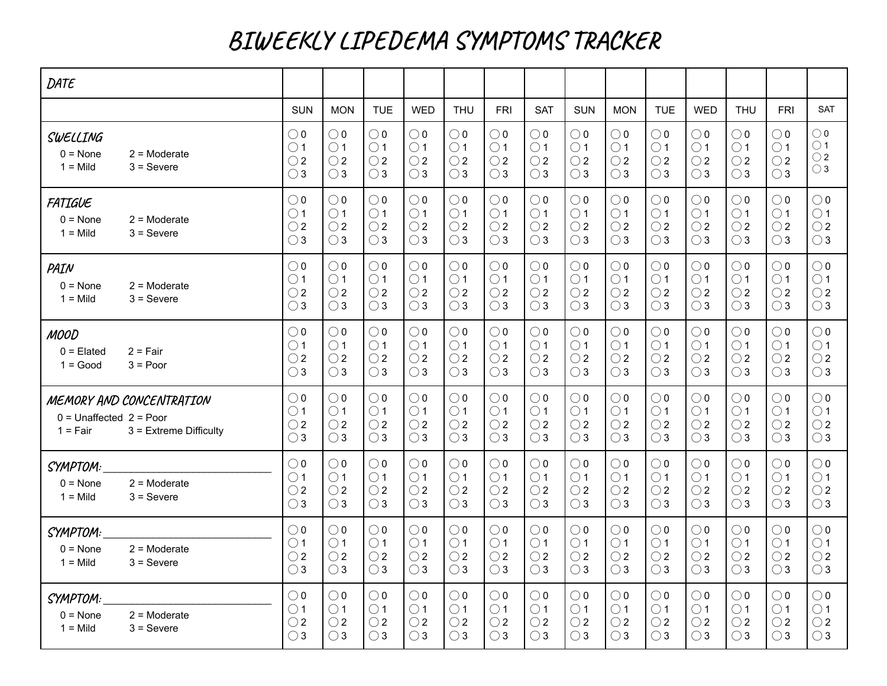# BIWEEKLY LIPEDEMA SYMPTOMS TRACKER

| DATE | | | | | | | | | | | | | | |
|---|---|---|---|---|---|---|---|---|---|---|---|---|---|---|
| | SUN | MON | TUE | WED | THU | FRI | SAT | SUN | MON | TUE | WED | THU | FRI | SAT |
| **SWELLING**<br>0 = None 2 = Moderate<br>1 = Mild 3 = Severe | ○ 0<br>○ 1<br>○ 2<br>○ 3 | ○ 0<br>○ 1<br>○ 2<br>○ 3 | ○ 0<br>○ 1<br>○ 2<br>○ 3 | ○ 0<br>○ 1<br>○ 2<br>○ 3 | ○ 0<br>○ 1<br>○ 2<br>○ 3 | ○ 0<br>○ 1<br>○ 2<br>○ 3 | ○ 0<br>○ 1<br>○ 2<br>○ 3 | ○ 0<br>○ 1<br>○ 2<br>○ 3 | ○ 0<br>○ 1<br>○ 2<br>○ 3 | ○ 0<br>○ 1<br>○ 2<br>○ 3 | ○ 0<br>○ 1<br>○ 2<br>○ 3 | ○ 0<br>○ 1<br>○ 2<br>○ 3 | ○ 0<br>○ 1<br>○ 2<br>○ 3 | ○ 0<br>○ 1<br>○ 2<br>○ 3 |
| **FATIGUE**<br>0 = None 2 = Moderate<br>1 = Mild 3 = Severe | ○ 0<br>○ 1<br>○ 2<br>○ 3 | ○ 0<br>○ 1<br>○ 2<br>○ 3 | ○ 0<br>○ 1<br>○ 2<br>○ 3 | ○ 0<br>○ 1<br>○ 2<br>○ 3 | ○ 0<br>○ 1<br>○ 2<br>○ 3 | ○ 0<br>○ 1<br>○ 2<br>○ 3 | ○ 0<br>○ 1<br>○ 2<br>○ 3 | ○ 0<br>○ 1<br>○ 2<br>○ 3 | ○ 0<br>○ 1<br>○ 2<br>○ 3 | ○ 0<br>○ 1<br>○ 2<br>○ 3 | ○ 0<br>○ 1<br>○ 2<br>○ 3 | ○ 0<br>○ 1<br>○ 2<br>○ 3 | ○ 0<br>○ 1<br>○ 2<br>○ 3 | ○ 0<br>○ 1<br>○ 2<br>○ 3 |
| **PAIN**<br>0 = None 2 = Moderate<br>1 = Mild 3 = Severe | ○ 0<br>○ 1<br>○ 2<br>○ 3 | ○ 0<br>○ 1<br>○ 2<br>○ 3 | ○ 0<br>○ 1<br>○ 2<br>○ 3 | ○ 0<br>○ 1<br>○ 2<br>○ 3 | ○ 0<br>○ 1<br>○ 2<br>○ 3 | ○ 0<br>○ 1<br>○ 2<br>○ 3 | ○ 0<br>○ 1<br>○ 2<br>○ 3 | ○ 0<br>○ 1<br>○ 2<br>○ 3 | ○ 0<br>○ 1<br>○ 2<br>○ 3 | ○ 0<br>○ 1<br>○ 2<br>○ 3 | ○ 0<br>○ 1<br>○ 2<br>○ 3 | ○ 0<br>○ 1<br>○ 2<br>○ 3 | ○ 0<br>○ 1<br>○ 2<br>○ 3 | ○ 0<br>○ 1<br>○ 2<br>○ 3 |
| **MOOD**<br>0 = Elated 2 = Fair<br>1 = Good 3 = Poor | ○ 0<br>○ 1<br>○ 2<br>○ 3 | ○ 0<br>○ 1<br>○ 2<br>○ 3 | ○ 0<br>○ 1<br>○ 2<br>○ 3 | ○ 0<br>○ 1<br>○ 2<br>○ 3 | ○ 0<br>○ 1<br>○ 2<br>○ 3 | ○ 0<br>○ 1<br>○ 2<br>○ 3 | ○ 0<br>○ 1<br>○ 2<br>○ 3 | ○ 0<br>○ 1<br>○ 2<br>○ 3 | ○ 0<br>○ 1<br>○ 2<br>○ 3 | ○ 0<br>○ 1<br>○ 2<br>○ 3 | ○ 0<br>○ 1<br>○ 2<br>○ 3 | ○ 0<br>○ 1<br>○ 2<br>○ 3 | ○ 0<br>○ 1<br>○ 2<br>○ 3 | ○ 0<br>○ 1<br>○ 2<br>○ 3 |
| **MEMORY AND CONCENTRATION**<br>0 = Unaffected 2 = Poor<br>1 = Fair 3 = Extreme Difficulty | ○ 0<br>○ 1<br>○ 2<br>○ 3 | ○ 0<br>○ 1<br>○ 2<br>○ 3 | ○ 0<br>○ 1<br>○ 2<br>○ 3 | ○ 0<br>○ 1<br>○ 2<br>○ 3 | ○ 0<br>○ 1<br>○ 2<br>○ 3 | ○ 0<br>○ 1<br>○ 2<br>○ 3 | ○ 0<br>○ 1<br>○ 2<br>○ 3 | ○ 0<br>○ 1<br>○ 2<br>○ 3 | ○ 0<br>○ 1<br>○ 2<br>○ 3 | ○ 0<br>○ 1<br>○ 2<br>○ 3 | ○ 0<br>○ 1<br>○ 2<br>○ 3 | ○ 0<br>○ 1<br>○ 2<br>○ 3 | ○ 0<br>○ 1<br>○ 2<br>○ 3 | ○ 0<br>○ 1<br>○ 2<br>○ 3 |
| **SYMPTOM:** ____________<br>0 = None 2 = Moderate<br>1 = Mild 3 = Severe | ○ 0<br>○ 1<br>○ 2<br>○ 3 | ○ 0<br>○ 1<br>○ 2<br>○ 3 | ○ 0<br>○ 1<br>○ 2<br>○ 3 | ○ 0<br>○ 1<br>○ 2<br>○ 3 | ○ 0<br>○ 1<br>○ 2<br>○ 3 | ○ 0<br>○ 1<br>○ 2<br>○ 3 | ○ 0<br>○ 1<br>○ 2<br>○ 3 | ○ 0<br>○ 1<br>○ 2<br>○ 3 | ○ 0<br>○ 1<br>○ 2<br>○ 3 | ○ 0<br>○ 1<br>○ 2<br>○ 3 | ○ 0<br>○ 1<br>○ 2<br>○ 3 | ○ 0<br>○ 1<br>○ 2<br>○ 3 | ○ 0<br>○ 1<br>○ 2<br>○ 3 | ○ 0<br>○ 1<br>○ 2<br>○ 3 |
| **SYMPTOM:** ____________<br>0 = None 2 = Moderate<br>1 = Mild 3 = Severe | ○ 0<br>○ 1<br>○ 2<br>○ 3 | ○ 0<br>○ 1<br>○ 2<br>○ 3 | ○ 0<br>○ 1<br>○ 2<br>○ 3 | ○ 0<br>○ 1<br>○ 2<br>○ 3 | ○ 0<br>○ 1<br>○ 2<br>○ 3 | ○ 0<br>○ 1<br>○ 2<br>○ 3 | ○ 0<br>○ 1<br>○ 2<br>○ 3 | ○ 0<br>○ 1<br>○ 2<br>○ 3 | ○ 0<br>○ 1<br>○ 2<br>○ 3 | ○ 0<br>○ 1<br>○ 2<br>○ 3 | ○ 0<br>○ 1<br>○ 2<br>○ 3 | ○ 0<br>○ 1<br>○ 2<br>○ 3 | ○ 0<br>○ 1<br>○ 2<br>○ 3 | ○ 0<br>○ 1<br>○ 2<br>○ 3 |
| **SYMPTOM:** ____________<br>0 = None 2 = Moderate<br>1 = Mild 3 = Severe | ○ 0<br>○ 1<br>○ 2<br>○ 3 | ○ 0<br>○ 1<br>○ 2<br>○ 3 | ○ 0<br>○ 1<br>○ 2<br>○ 3 | ○ 0<br>○ 1<br>○ 2<br>○ 3 | ○ 0<br>○ 1<br>○ 2<br>○ 3 | ○ 0<br>○ 1<br>○ 2<br>○ 3 | ○ 0<br>○ 1<br>○ 2<br>○ 3 | ○ 0<br>○ 1<br>○ 2<br>○ 3 | ○ 0<br>○ 1<br>○ 2<br>○ 3 | ○ 0<br>○ 1<br>○ 2<br>○ 3 | ○ 0<br>○ 1<br>○ 2<br>○ 3 | ○ 0<br>○ 1<br>○ 2<br>○ 3 | ○ 0<br>○ 1<br>○ 2<br>○ 3 | ○ 0<br>○ 1<br>○ 2<br>○ 3 |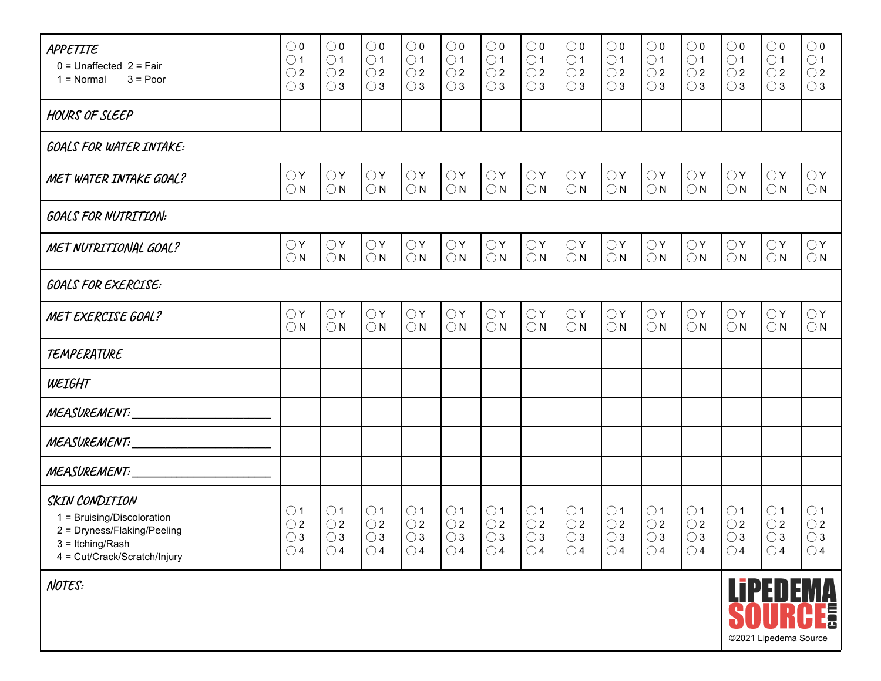| | | | | | | | | | | | | | | |
|---|---|---|---|---|---|---|---|---|---|---|---|---|---|---|
| APPETITE<br>0 = Unaffected 2 = Fair<br>1 = Normal 3 = Poor | ○ 0<br>○ 1<br>○ 2<br>○ 3 | ○ 0<br>○ 1<br>○ 2<br>○ 3 | ○ 0<br>○ 1<br>○ 2<br>○ 3 | ○ 0<br>○ 1<br>○ 2<br>○ 3 | ○ 0<br>○ 1<br>○ 2<br>○ 3 | ○ 0<br>○ 1<br>○ 2<br>○ 3 | ○ 0<br>○ 1<br>○ 2<br>○ 3 | ○ 0<br>○ 1<br>○ 2<br>○ 3 | ○ 0<br>○ 1<br>○ 2<br>○ 3 | ○ 0<br>○ 1<br>○ 2<br>○ 3 | ○ 0<br>○ 1<br>○ 2<br>○ 3 | ○ 0<br>○ 1<br>○ 2<br>○ 3 | ○ 0<br>○ 1<br>○ 2<br>○ 3 | ○ 0<br>○ 1<br>○ 2<br>○ 3 |
| HOURS OF SLEEP | | | | | | | | | | | | | | |
| GOALS FOR WATER INTAKE: | | | | | | | | | | | | | | |
| MET WATER INTAKE GOAL? | ○ Y<br>○ N | ○ Y<br>○ N | ○ Y<br>○ N | ○ Y<br>○ N | ○ Y<br>○ N | ○ Y<br>○ N | ○ Y<br>○ N | ○ Y<br>○ N | ○ Y<br>○ N | ○ Y<br>○ N | ○ Y<br>○ N | ○ Y<br>○ N | ○ Y<br>○ N | ○ Y<br>○ N |
| GOALS FOR NUTRITION: | | | | | | | | | | | | | | |
| MET NUTRITIONAL GOAL? | ○ Y<br>○ N | ○ Y<br>○ N | ○ Y<br>○ N | ○ Y<br>○ N | ○ Y<br>○ N | ○ Y<br>○ N | ○ Y<br>○ N | ○ Y<br>○ N | ○ Y<br>○ N | ○ Y<br>○ N | ○ Y<br>○ N | ○ Y<br>○ N | ○ Y<br>○ N | ○ Y<br>○ N |
| GOALS FOR EXERCISE: | | | | | | | | | | | | | | |
| MET EXERCISE GOAL? | ○ Y<br>○ N | ○ Y<br>○ N | ○ Y<br>○ N | ○ Y<br>○ N | ○ Y<br>○ N | ○ Y<br>○ N | ○ Y<br>○ N | ○ Y<br>○ N | ○ Y<br>○ N | ○ Y<br>○ N | ○ Y<br>○ N | ○ Y<br>○ N | ○ Y<br>○ N | ○ Y<br>○ N |
| TEMPERATURE | | | | | | | | | | | | | | |
| WEIGHT | | | | | | | | | | | | | | |
| MEASUREMENT: ____________ | | | | | | | | | | | | | | |
| MEASUREMENT: ____________ | | | | | | | | | | | | | | |
| MEASUREMENT: ____________ | | | | | | | | | | | | | | |
| SKIN CONDITION<br>1 = Bruising/Discoloration<br>2 = Dryness/Flaking/Peeling<br>3 = Itching/Rash<br>4 = Cut/Crack/Scratch/Injury | ○ 1<br>○ 2<br>○ 3<br>○ 4 | ○ 1<br>○ 2<br>○ 3<br>○ 4 | ○ 1<br>○ 2<br>○ 3<br>○ 4 | ○ 1<br>○ 2<br>○ 3<br>○ 4 | ○ 1<br>○ 2<br>○ 3<br>○ 4 | ○ 1<br>○ 2<br>○ 3<br>○ 4 | ○ 1<br>○ 2<br>○ 3<br>○ 4 | ○ 1<br>○ 2<br>○ 3<br>○ 4 | ○ 1<br>○ 2<br>○ 3<br>○ 4 | ○ 1<br>○ 2<br>○ 3<br>○ 4 | ○ 1<br>○ 2<br>○ 3<br>○ 4 | ○ 1<br>○ 2<br>○ 3<br>○ 4 | ○ 1<br>○ 2<br>○ 3<br>○ 4 | ○ 1<br>○ 2<br>○ 3<br>○ 4 |
| NOTES: | | | | | | | | | | | | | | |

LIPEDEMA SOURCE.com

©2021 Lipedema Source